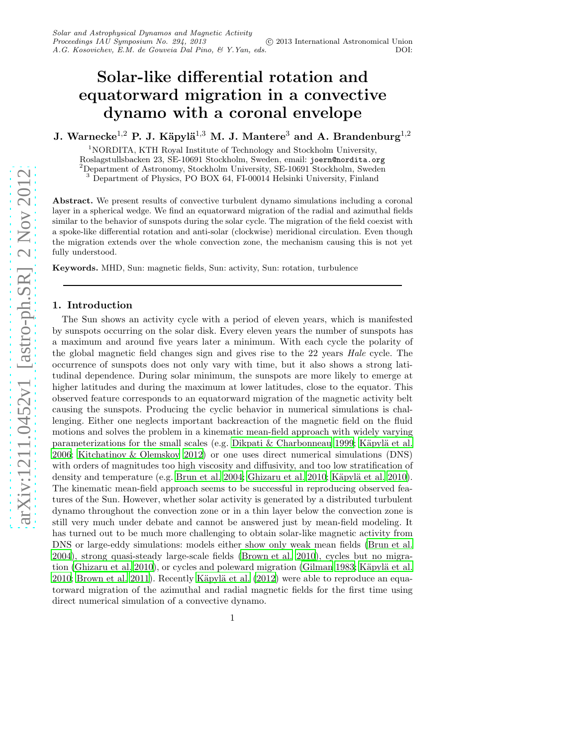# Solar-like differential rotation and equatorward migration in a convective dynamo with a coronal envelope

**J. Warnecke[1,2] P. J. Käpylä[1,3] M. J. Mantere[3] and A. Brandenburg[1,2]**

[1]NORDITA, KTH Royal Institute of Technology and Stockholm University, Roslagstullsbacken 23, SE-10691 Stockholm, Sweden, email: `joern@nordita.org`
[2]Department of Astronomy, Stockholm University, SE-10691 Stockholm, Sweden
[3] Department of Physics, PO BOX 64, FI-00014 Helsinki University, Finland

**Abstract.** We present results of convective turbulent dynamo simulations including a coronal layer in a spherical wedge. We find an equatorward migration of the radial and azimuthal fields similar to the behavior of sunspots during the solar cycle. The migration of the field coexist with a spoke-like differential rotation and anti-solar (clockwise) meridional circulation. Even though the migration extends over the whole convection zone, the mechanism causing this is not yet fully understood.

**Keywords.** MHD, Sun: magnetic fields, Sun: activity, Sun: rotation, turbulence

## 1. Introduction

The Sun shows an activity cycle with a period of eleven years, which is manifested by sunspots occurring on the solar disk. Every eleven years the number of sunspots has a maximum and around five years later a minimum. With each cycle the polarity of the global magnetic field changes sign and gives rise to the 22 years *Hale* cycle. The occurrence of sunspots does not only vary with time, but it also shows a strong latitudinal dependence. During solar minimum, the sunspots are more likely to emerge at higher latitudes and during the maximum at lower latitudes, close to the equator. This observed feature corresponds to an equatorward migration of the magnetic activity belt causing the sunspots. Producing the cyclic behavior in numerical simulations is challenging. Either one neglects important backreaction of the magnetic field on the fluid motions and solves the problem in a kinematic mean-field approach with widely varying parameterizations for the small scales (e.g. Dikpati & Charbonneau 1999; Käpylä et al. 2006; Kitchatinov & Olemskoy 2012) or one uses direct numerical simulations (DNS) with orders of magnitudes too high viscosity and diffusivity, and too low stratification of density and temperature (e.g. Brun et al. 2004; Ghizaru et al. 2010; Käpylä et al. 2010). The kinematic mean-field approach seems to be successful in reproducing observed features of the Sun. However, whether solar activity is generated by a distributed turbulent dynamo throughout the convection zone or in a thin layer below the convection zone is still very much under debate and cannot be answered just by mean-field modeling. It has turned out to be much more challenging to obtain solar-like magnetic activity from DNS or large-eddy simulations: models either show only weak mean fields (Brun et al. 2004), strong quasi-steady large-scale fields (Brown et al. 2010), cycles but no migration (Ghizaru et al. 2010), or cycles and poleward migration (Gilman 1983; Käpylä et al. 2010; Brown et al. 2011). Recently Käpylä et al. (2012) were able to reproduce an equatorward migration of the azimuthal and radial magnetic fields for the first time using direct numerical simulation of a convective dynamo.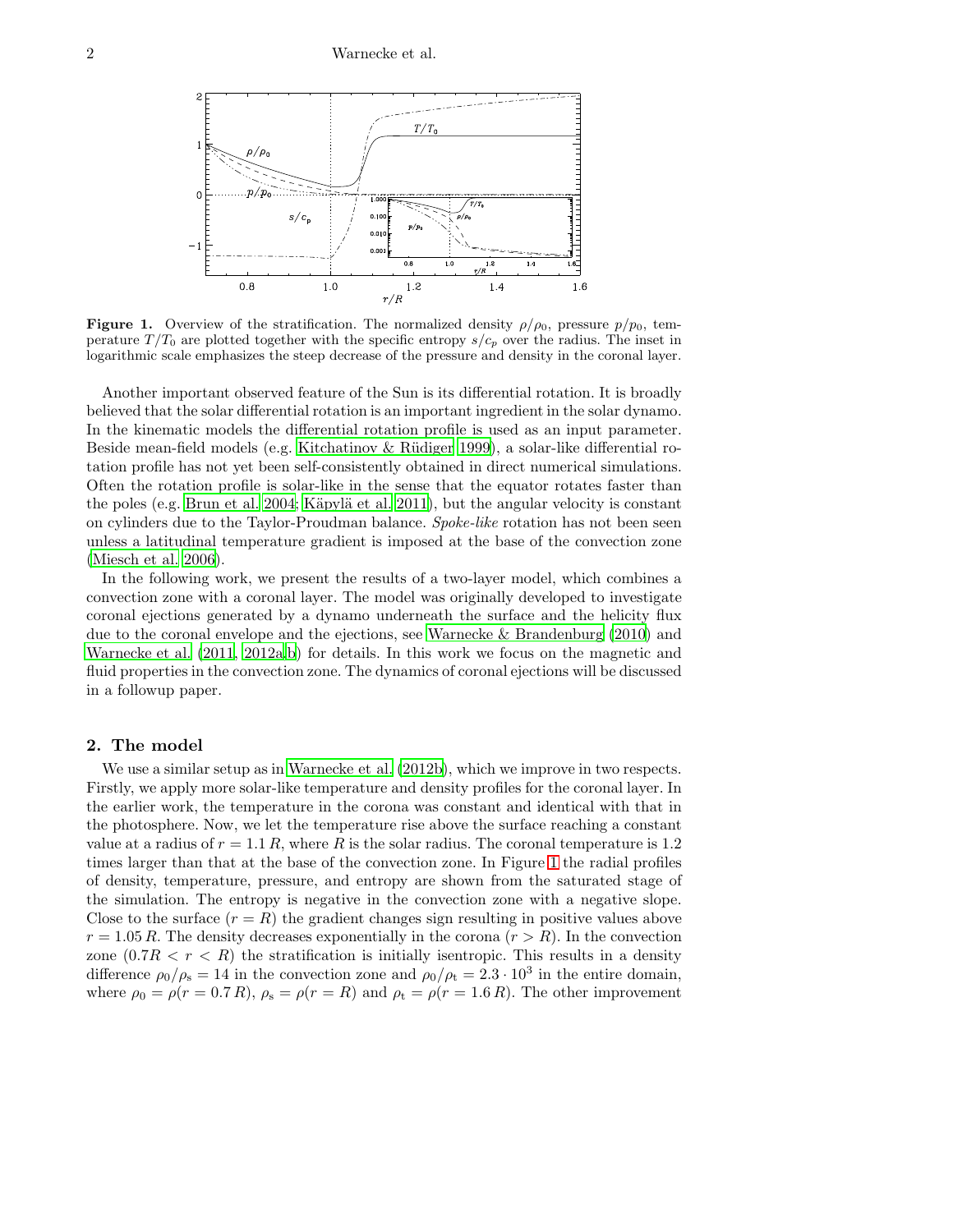**Figure 1.** Overview of the stratification. The normalized density $\rho/\rho_0$, pressure $p/p_0$, temperature $T/T_0$ are plotted together with the specific entropy $s/c_p$ over the radius. The inset in logarithmic scale emphasizes the steep decrease of the pressure and density in the coronal layer.

Another important observed feature of the Sun is its differential rotation. It is broadly believed that the solar differential rotation is an important ingredient in the solar dynamo. In the kinematic models the differential rotation profile is used as an input parameter. Beside mean-field models (e.g. Kitchatinov & Rüdiger 1999), a solar-like differential rotation profile has not yet been self-consistently obtained in direct numerical simulations. Often the rotation profile is solar-like in the sense that the equator rotates faster than the poles (e.g. Brun et al. 2004; Käpylä et al. 2011), but the angular velocity is constant on cylinders due to the Taylor-Proudman balance. *Spoke-like* rotation has not been seen unless a latitudinal temperature gradient is imposed at the base of the convection zone (Miesch et al. 2006).

In the following work, we present the results of a two-layer model, which combines a convection zone with a coronal layer. The model was originally developed to investigate coronal ejections generated by a dynamo underneath the surface and the helicity flux due to the coronal envelope and the ejections, see Warnecke & Brandenburg (2010) and Warnecke et al. (2011, 2012a,b) for details. In this work we focus on the magnetic and fluid properties in the convection zone. The dynamics of coronal ejections will be discussed in a followup paper.

## 2. The model

We use a similar setup as in Warnecke et al. (2012b), which we improve in two respects. Firstly, we apply more solar-like temperature and density profiles for the coronal layer. In the earlier work, the temperature in the corona was constant and identical with that in the photosphere. Now, we let the temperature rise above the surface reaching a constant value at a radius of $r = 1.1\,R$, where $R$ is the solar radius. The coronal temperature is 1.2 times larger than that at the base of the convection zone. In Figure 1 the radial profiles of density, temperature, pressure, and entropy are shown from the saturated stage of the simulation. The entropy is negative in the convection zone with a negative slope. Close to the surface ($r = R$) the gradient changes sign resulting in positive values above $r = 1.05\,R$. The density decreases exponentially in the corona ($r > R$). In the convection zone ($0.7R < r < R$) the stratification is initially isentropic. This results in a density difference $\rho_0/\rho_{\rm s} = 14$ in the convection zone and $\rho_0/\rho_{\rm t} = 2.3 \cdot 10^3$ in the entire domain, where $\rho_0 = \rho(r = 0.7\,R)$, $\rho_{\rm s} = \rho(r = R)$ and $\rho_{\rm t} = \rho(r = 1.6\,R)$. The other improvement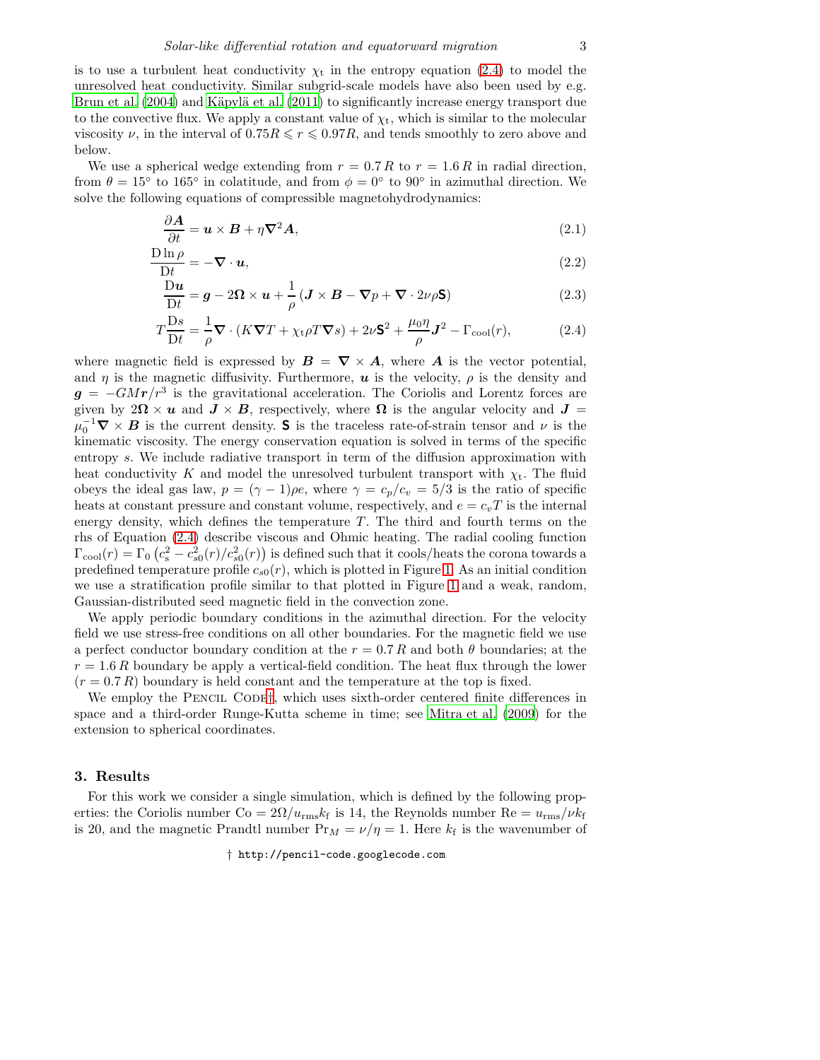is to use a turbulent heat conductivity $\chi_t$ in the entropy equation (2.4) to model the unresolved heat conductivity. Similar subgrid-scale models have also been used by e.g. Brun et al. (2004) and Käpylä et al. (2011) to significantly increase energy transport due to the convective flux. We apply a constant value of $\chi_t$, which is similar to the molecular viscosity $\nu$, in the interval of $0.75R \leqslant r \leqslant 0.97R$, and tends smoothly to zero above and below.

We use a spherical wedge extending from $r = 0.7\,R$ to $r = 1.6\,R$ in radial direction, from $\theta = 15°$ to $165°$ in colatitude, and from $\phi = 0°$ to $90°$ in azimuthal direction. We solve the following equations of compressible magnetohydrodynamics:

$$\frac{\partial \boldsymbol{A}}{\partial t} = \boldsymbol{u} \times \boldsymbol{B} + \eta \boldsymbol{\nabla}^2 \boldsymbol{A}, \tag{2.1}$$

$$\frac{\mathrm{D} \ln \rho}{\mathrm{D}t} = -\boldsymbol{\nabla} \cdot \boldsymbol{u}, \tag{2.2}$$

$$\frac{\mathrm{D}\boldsymbol{u}}{\mathrm{D}t} = \boldsymbol{g} - 2\boldsymbol{\Omega} \times \boldsymbol{u} + \frac{1}{\rho}\left(\boldsymbol{J} \times \boldsymbol{B} - \boldsymbol{\nabla} p + \boldsymbol{\nabla} \cdot 2\nu\rho\mathsf{S}\right) \tag{2.3}$$

$$T\frac{\mathrm{D}s}{\mathrm{D}t} = \frac{1}{\rho}\boldsymbol{\nabla} \cdot \left(K\boldsymbol{\nabla} T + \chi_t \rho T \boldsymbol{\nabla} s\right) + 2\nu \mathsf{S}^2 + \frac{\mu_0 \eta}{\rho}\boldsymbol{J}^2 - \Gamma_{\rm cool}(r), \tag{2.4}$$

where magnetic field is expressed by $\boldsymbol{B} = \boldsymbol{\nabla} \times \boldsymbol{A}$, where $\boldsymbol{A}$ is the vector potential, and $\eta$ is the magnetic diffusivity. Furthermore, $\boldsymbol{u}$ is the velocity, $\rho$ is the density and $\boldsymbol{g} = -GM\boldsymbol{r}/r^3$ is the gravitational acceleration. The Coriolis and Lorentz forces are given by $2\boldsymbol{\Omega} \times \boldsymbol{u}$ and $\boldsymbol{J} \times \boldsymbol{B}$, respectively, where $\boldsymbol{\Omega}$ is the angular velocity and $\boldsymbol{J} = \mu_0^{-1}\boldsymbol{\nabla} \times \boldsymbol{B}$ is the current density. $\mathsf{S}$ is the traceless rate-of-strain tensor and $\nu$ is the kinematic viscosity. The energy conservation equation is solved in terms of the specific entropy $s$. We include radiative transport in term of the diffusion approximation with heat conductivity $K$ and model the unresolved turbulent transport with $\chi_t$. The fluid obeys the ideal gas law, $p = (\gamma - 1)\rho e$, where $\gamma = c_p/c_v = 5/3$ is the ratio of specific heats at constant pressure and constant volume, respectively, and $e = c_v T$ is the internal energy density, which defines the temperature $T$. The third and fourth terms on the rhs of Equation (2.4) describe viscous and Ohmic heating. The radial cooling function $\Gamma_{\rm cool}(r) = \Gamma_0 \left(c_s^2 - c_{s0}^2(r)/c_{s0}^2(r)\right)$ is defined such that it cools/heats the corona towards a predefined temperature profile $c_{s0}(r)$, which is plotted in Figure 1. As an initial condition we use a stratification profile similar to that plotted in Figure 1 and a weak, random, Gaussian-distributed seed magnetic field in the convection zone.

We apply periodic boundary conditions in the azimuthal direction. For the velocity field we use stress-free conditions on all other boundaries. For the magnetic field we use a perfect conductor boundary condition at the $r = 0.7\,R$ and both $\theta$ boundaries; at the $r = 1.6\,R$ boundary be apply a vertical-field condition. The heat flux through the lower ($r = 0.7\,R$) boundary is held constant and the temperature at the top is fixed.

We employ the Pencil Code†, which uses sixth-order centered finite differences in space and a third-order Runge-Kutta scheme in time; see Mitra et al. (2009) for the extension to spherical coordinates.

## 3. Results

For this work we consider a single simulation, which is defined by the following properties: the Coriolis number $\mathrm{Co} = 2\Omega/u_{\rm rms}k_{\rm f}$ is 14, the Reynolds number $\mathrm{Re} = u_{\rm rms}/\nu k_{\rm f}$ is 20, and the magnetic Prandtl number $\mathrm{Pr}_M = \nu/\eta = 1$. Here $k_{\rm f}$ is the wavenumber of

† http://pencil-code.googlecode.com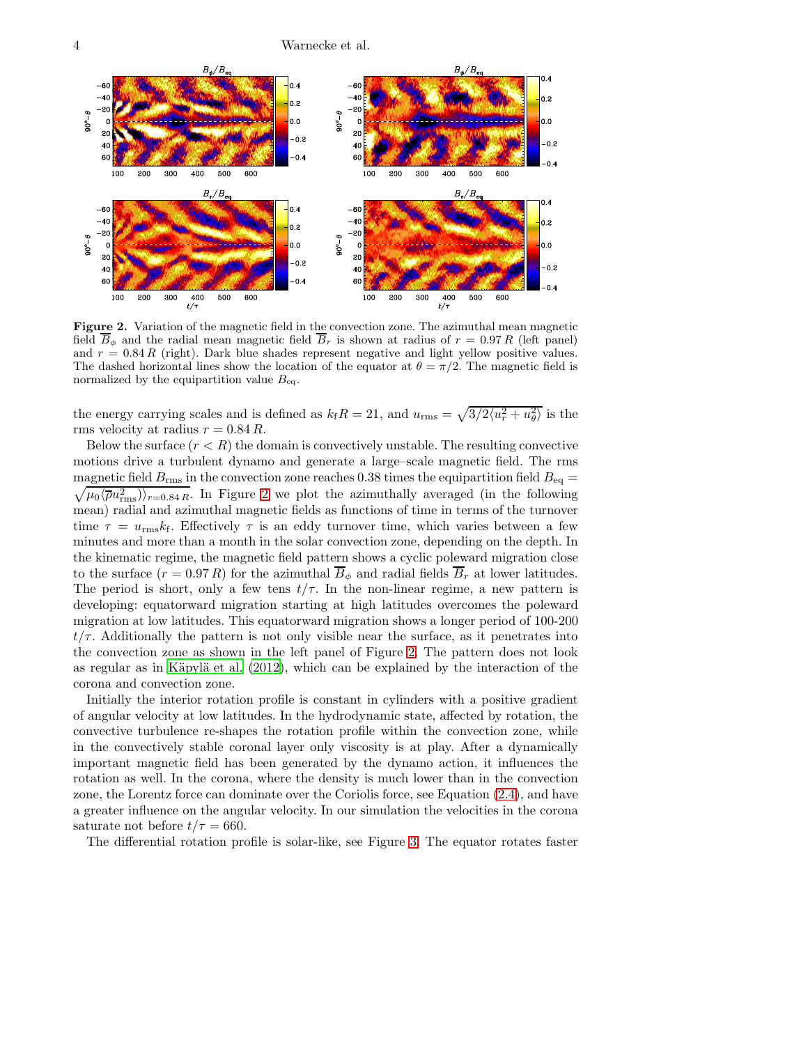**Figure 2.** Variation of the magnetic field in the convection zone. The azimuthal mean magnetic field $\overline{B}_\phi$ and the radial mean magnetic field $\overline{B}_r$ is shown at radius of $r = 0.97\,R$ (left panel) and $r = 0.84\,R$ (right). Dark blue shades represent negative and light yellow positive values. The dashed horizontal lines show the location of the equator at $\theta = \pi/2$. The magnetic field is normalized by the equipartition value $B_{\rm eq}$.

the energy carrying scales and is defined as $k_{\rm f}R = 21$, and $u_{\rm rms} = \sqrt{3/2\langle u_r^2 + u_\theta^2\rangle}$ is the rms velocity at radius $r = 0.84\,R$.

Below the surface ($r < R$) the domain is convectively unstable. The resulting convective motions drive a turbulent dynamo and generate a large–scale magnetic field. The rms magnetic field $B_{\rm rms}$ in the convection zone reaches 0.38 times the equipartition field $B_{\rm eq} = \sqrt{\mu_0\langle\overline{\rho}u_{\rm rms}^2\rangle}_{r=0.84\,R}$. In Figure 2 we plot the azimuthally averaged (in the following mean) radial and azimuthal magnetic fields as functions of time in terms of the turnover time $\tau = u_{\rm rms}k_{\rm f}$. Effectively $\tau$ is an eddy turnover time, which varies between a few minutes and more than a month in the solar convection zone, depending on the depth. In the kinematic regime, the magnetic field pattern shows a cyclic poleward migration close to the surface ($r = 0.97\,R$) for the azimuthal $\overline{B}_\phi$ and radial fields $\overline{B}_r$ at lower latitudes. The period is short, only a few tens $t/\tau$. In the non-linear regime, a new pattern is developing: equatorward migration starting at high latitudes overcomes the poleward migration at low latitudes. This equatorward migration shows a longer period of 100-200 $t/\tau$. Additionally the pattern is not only visible near the surface, as it penetrates into the convection zone as shown in the left panel of Figure 2. The pattern does not look as regular as in Käpylä et al. (2012), which can be explained by the interaction of the corona and convection zone.

Initially the interior rotation profile is constant in cylinders with a positive gradient of angular velocity at low latitudes. In the hydrodynamic state, affected by rotation, the convective turbulence re-shapes the rotation profile within the convection zone, while in the convectively stable coronal layer only viscosity is at play. After a dynamically important magnetic field has been generated by the dynamo action, it influences the rotation as well. In the corona, where the density is much lower than in the convection zone, the Lorentz force can dominate over the Coriolis force, see Equation (2.4), and have a greater influence on the angular velocity. In our simulation the velocities in the corona saturate not before $t/\tau = 660$.

The differential rotation profile is solar-like, see Figure 3. The equator rotates faster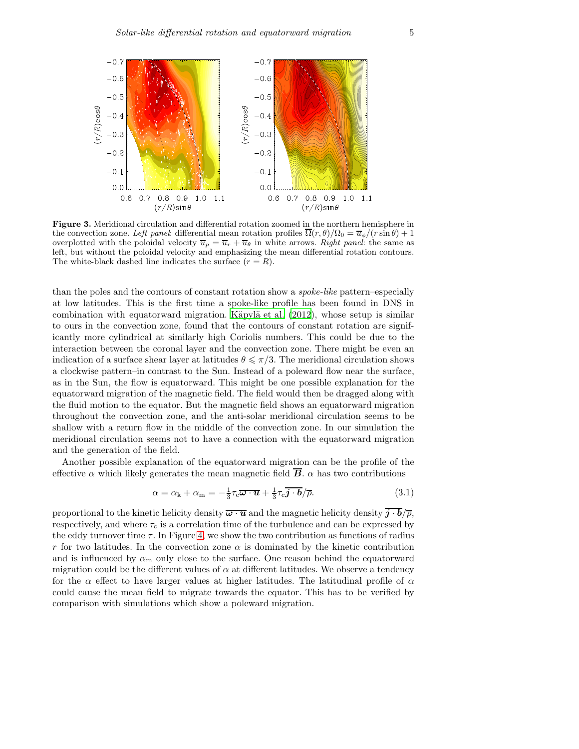**Figure 3.** Meridional circulation and differential rotation zoomed in the northern hemisphere in the convection zone. *Left panel*: differential mean rotation profiles $\overline{\Omega}(r,\theta)/\Omega_0 = \overline{u}_\phi/(r\sin\theta) + 1$ overplotted with the poloidal velocity $\overline{\boldsymbol{u}}_p = \overline{u}_r + \overline{u}_\theta$ in white arrows. *Right panel*: the same as left, but without the poloidal velocity and emphasizing the mean differential rotation contours. The white-black dashed line indicates the surface ($r = R$).

than the poles and the contours of constant rotation show a *spoke-like* pattern–especially at low latitudes. This is the first time a spoke-like profile has been found in DNS in combination with equatorward migration. Käpylä et al. (2012), whose setup is similar to ours in the convection zone, found that the contours of constant rotation are significantly more cylindrical at similarly high Coriolis numbers. This could be due to the interaction between the coronal layer and the convection zone. There might be even an indication of a surface shear layer at latitudes $\theta \leqslant \pi/3$. The meridional circulation shows a clockwise pattern–in contrast to the Sun. Instead of a poleward flow near the surface, as in the Sun, the flow is equatorward. This might be one possible explanation for the equatorward migration of the magnetic field. The field would then be dragged along with the fluid motion to the equator. But the magnetic field shows an equatorward migration throughout the convection zone, and the anti-solar meridional circulation seems to be shallow with a return flow in the middle of the convection zone. In our simulation the meridional circulation seems not to have a connection with the equatorward migration and the generation of the field.

Another possible explanation of the equatorward migration can be the profile of the effective $\alpha$ which likely generates the mean magnetic field $\overline{\boldsymbol{B}}$. $\alpha$ has two contributions

$$\alpha = \alpha_{\rm k} + \alpha_{\rm m} = -\tfrac{1}{3}\tau_{\rm c}\overline{\boldsymbol{\omega}\cdot\boldsymbol{u}} + \tfrac{1}{3}\tau_{\rm c}\overline{\boldsymbol{j}\cdot\boldsymbol{b}}/\overline{\rho}. \tag{3.1}$$

proportional to the kinetic helicity density $\overline{\boldsymbol{\omega}\cdot\boldsymbol{u}}$ and the magnetic helicity density $\overline{\boldsymbol{j}\cdot\boldsymbol{b}}/\overline{\rho}$, respectively, and where $\tau_{\rm c}$ is a correlation time of the turbulence and can be expressed by the eddy turnover time $\tau$. In Figure 4, we show the two contribution as functions of radius $r$ for two latitudes. In the convection zone $\alpha$ is dominated by the kinetic contribution and is influenced by $\alpha_{\rm m}$ only close to the surface. One reason behind the equatorward migration could be the different values of $\alpha$ at different latitudes. We observe a tendency for the $\alpha$ effect to have larger values at higher latitudes. The latitudinal profile of $\alpha$ could cause the mean field to migrate towards the equator. This has to be verified by comparison with simulations which show a poleward migration.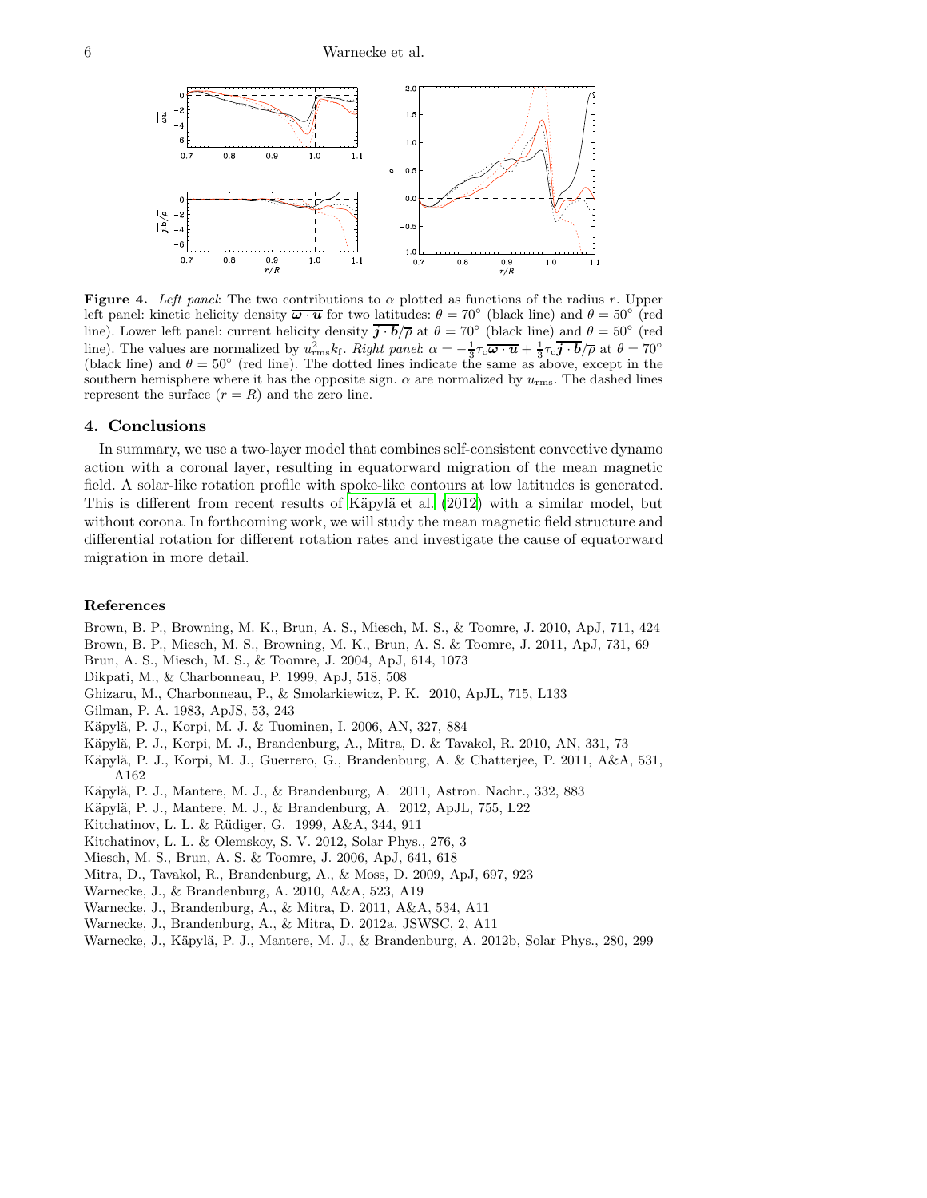$\overline{\omega u}$

0
−2
−4
−6

0.7 0.8 0.9 1.0 1.1

$\overline{j \cdot b}/\overline{\rho}$

0
−2
−4
−6

0.7 0.8 0.9 1.0 1.1

$r/R$

$\alpha$

2.0
1.5
1.0
0.5
0.0
−0.5
−1.0

0.7 0.8 0.9 1.0 1.1

$r/R$

**Figure 4.** *Left panel*: The two contributions to $\alpha$ plotted as functions of the radius $r$. Upper left panel: kinetic helicity density $\overline{\boldsymbol{\omega} \cdot \boldsymbol{u}}$ for two latitudes: $\theta = 70°$ (black line) and $\theta = 50°$ (red line). Lower left panel: current helicity density $\overline{\boldsymbol{j} \cdot \boldsymbol{b}}/\overline{\rho}$ at $\theta = 70°$ (black line) and $\theta = 50°$ (red line). The values are normalized by $u_{\rm rms}^2 k_{\rm f}$. *Right panel*: $\alpha = -\frac{1}{3}\tau_{\rm c}\overline{\boldsymbol{\omega} \cdot \boldsymbol{u}} + \frac{1}{3}\tau_{\rm c}\overline{\boldsymbol{j} \cdot \boldsymbol{b}}/\overline{\rho}$ at $\theta = 70°$ (black line) and $\theta = 50°$ (red line). The dotted lines indicate the same as above, except in the southern hemisphere where it has the opposite sign. $\alpha$ are normalized by $u_{\rm rms}$. The dashed lines represent the surface ($r = R$) and the zero line.

## 4. Conclusions

In summary, we use a two-layer model that combines self-consistent convective dynamo action with a coronal layer, resulting in equatorward migration of the mean magnetic field. A solar-like rotation profile with spoke-like contours at low latitudes is generated. This is different from recent results of Käpylä et al. (2012) with a similar model, but without corona. In forthcoming work, we will study the mean magnetic field structure and differential rotation for different rotation rates and investigate the cause of equatorward migration in more detail.

### References

Brown, B. P., Browning, M. K., Brun, A. S., Miesch, M. S., & Toomre, J. 2010, ApJ, 711, 424

Brown, B. P., Miesch, M. S., Browning, M. K., Brun, A. S. & Toomre, J. 2011, ApJ, 731, 69

Brun, A. S., Miesch, M. S., & Toomre, J. 2004, ApJ, 614, 1073

Dikpati, M., & Charbonneau, P. 1999, ApJ, 518, 508

Ghizaru, M., Charbonneau, P., & Smolarkiewicz, P. K. 2010, ApJL, 715, L133

Gilman, P. A. 1983, ApJS, 53, 243

Käpylä, P. J., Korpi, M. J. & Tuominen, I. 2006, AN, 327, 884

Käpylä, P. J., Korpi, M. J., Brandenburg, A., Mitra, D. & Tavakol, R. 2010, AN, 331, 73

Käpylä, P. J., Korpi, M. J., Guerrero, G., Brandenburg, A. & Chatterjee, P. 2011, A&A, 531, A162

Käpylä, P. J., Mantere, M. J., & Brandenburg, A. 2011, Astron. Nachr., 332, 883

Käpylä, P. J., Mantere, M. J., & Brandenburg, A. 2012, ApJL, 755, L22

Kitchatinov, L. L. & Rüdiger, G. 1999, A&A, 344, 911

Kitchatinov, L. L. & Olemskoy, S. V. 2012, Solar Phys., 276, 3

Miesch, M. S., Brun, A. S. & Toomre, J. 2006, ApJ, 641, 618

Mitra, D., Tavakol, R., Brandenburg, A., & Moss, D. 2009, ApJ, 697, 923

Warnecke, J., & Brandenburg, A. 2010, A&A, 523, A19

Warnecke, J., Brandenburg, A., & Mitra, D. 2011, A&A, 534, A11

Warnecke, J., Brandenburg, A., & Mitra, D. 2012a, JSWSC, 2, A11

Warnecke, J., Käpylä, P. J., Mantere, M. J., & Brandenburg, A. 2012b, Solar Phys., 280, 299